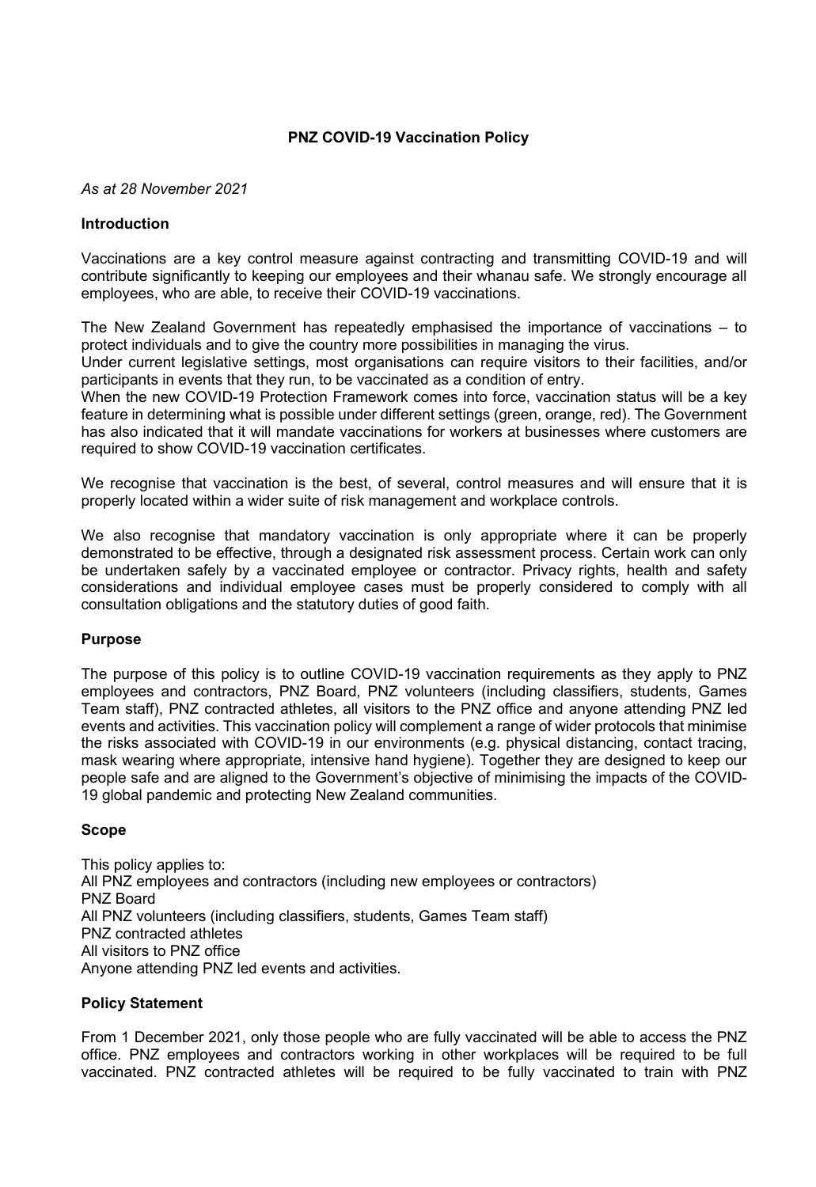# PNZ COVID-19 Vaccination Policy

*As at 28 November 2021*

## Introduction

Vaccinations are a key control measure against contracting and transmitting COVID-19 and will contribute significantly to keeping our employees and their whanau safe. We strongly encourage all employees, who are able, to receive their COVID-19 vaccinations.

The New Zealand Government has repeatedly emphasised the importance of vaccinations – to protect individuals and to give the country more possibilities in managing the virus.
Under current legislative settings, most organisations can require visitors to their facilities, and/or participants in events that they run, to be vaccinated as a condition of entry.
When the new COVID-19 Protection Framework comes into force, vaccination status will be a key feature in determining what is possible under different settings (green, orange, red). The Government has also indicated that it will mandate vaccinations for workers at businesses where customers are required to show COVID-19 vaccination certificates.

We recognise that vaccination is the best, of several, control measures and will ensure that it is properly located within a wider suite of risk management and workplace controls.

We also recognise that mandatory vaccination is only appropriate where it can be properly demonstrated to be effective, through a designated risk assessment process. Certain work can only be undertaken safely by a vaccinated employee or contractor. Privacy rights, health and safety considerations and individual employee cases must be properly considered to comply with all consultation obligations and the statutory duties of good faith.

## Purpose

The purpose of this policy is to outline COVID-19 vaccination requirements as they apply to PNZ employees and contractors, PNZ Board, PNZ volunteers (including classifiers, students, Games Team staff), PNZ contracted athletes, all visitors to the PNZ office and anyone attending PNZ led events and activities. This vaccination policy will complement a range of wider protocols that minimise the risks associated with COVID-19 in our environments (e.g. physical distancing, contact tracing, mask wearing where appropriate, intensive hand hygiene). Together they are designed to keep our people safe and are aligned to the Government's objective of minimising the impacts of the COVID-19 global pandemic and protecting New Zealand communities.

## Scope

This policy applies to:
All PNZ employees and contractors (including new employees or contractors)
PNZ Board
All PNZ volunteers (including classifiers, students, Games Team staff)
PNZ contracted athletes
All visitors to PNZ office
Anyone attending PNZ led events and activities.

## Policy Statement

From 1 December 2021, only those people who are fully vaccinated will be able to access the PNZ office. PNZ employees and contractors working in other workplaces will be required to be full vaccinated. PNZ contracted athletes will be required to be fully vaccinated to train with PNZ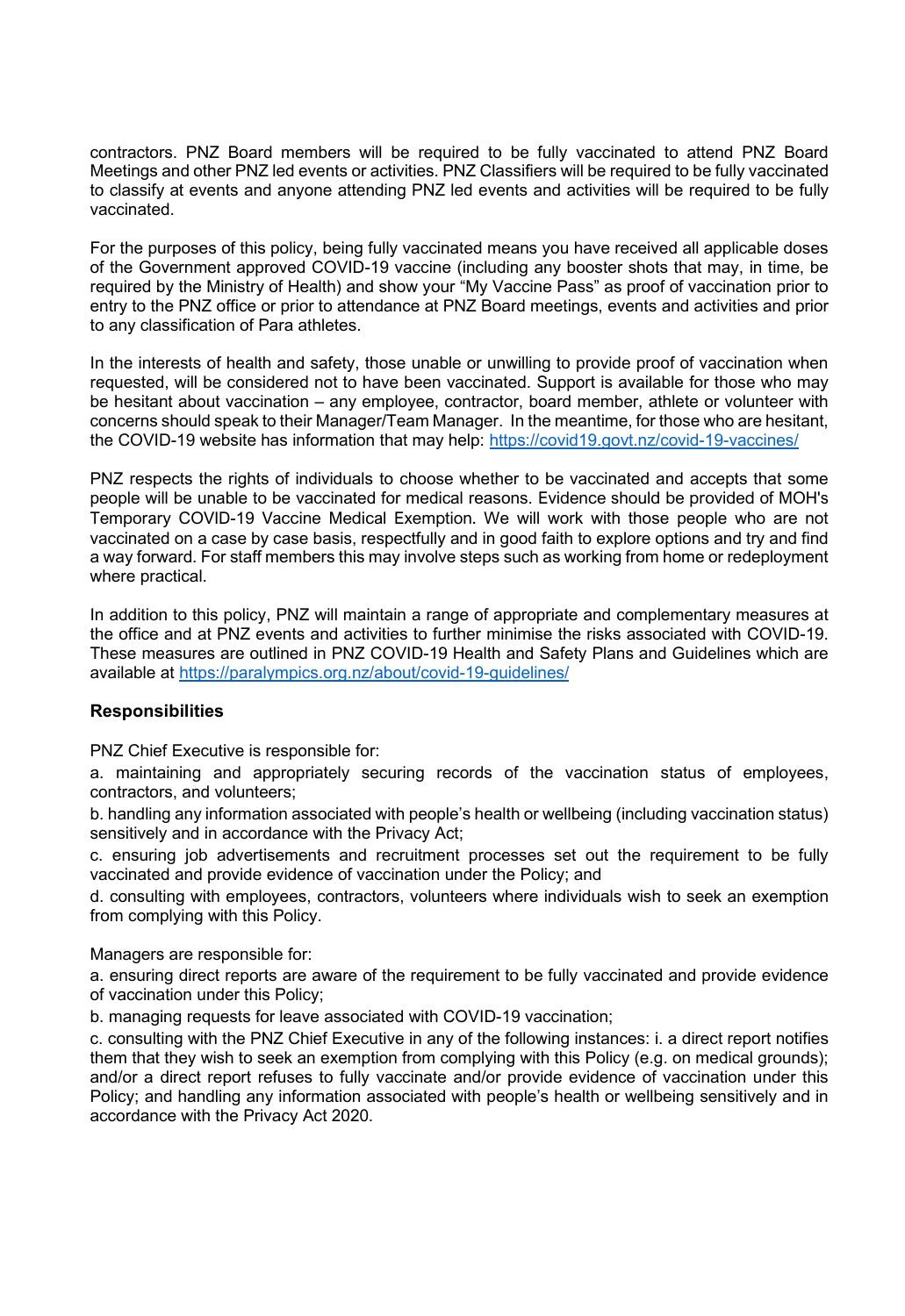contractors. PNZ Board members will be required to be fully vaccinated to attend PNZ Board Meetings and other PNZ led events or activities. PNZ Classifiers will be required to be fully vaccinated to classify at events and anyone attending PNZ led events and activities will be required to be fully vaccinated.

For the purposes of this policy, being fully vaccinated means you have received all applicable doses of the Government approved COVID-19 vaccine (including any booster shots that may, in time, be required by the Ministry of Health) and show your "My Vaccine Pass" as proof of vaccination prior to entry to the PNZ office or prior to attendance at PNZ Board meetings, events and activities and prior to any classification of Para athletes.

In the interests of health and safety, those unable or unwilling to provide proof of vaccination when requested, will be considered not to have been vaccinated. Support is available for those who may be hesitant about vaccination – any employee, contractor, board member, athlete or volunteer with concerns should speak to their Manager/Team Manager. In the meantime, for those who are hesitant, the COVID-19 website has information that may help: https://covid19.govt.nz/covid-19-vaccines/

PNZ respects the rights of individuals to choose whether to be vaccinated and accepts that some people will be unable to be vaccinated for medical reasons. Evidence should be provided of MOH's Temporary COVID-19 Vaccine Medical Exemption. We will work with those people who are not vaccinated on a case by case basis, respectfully and in good faith to explore options and try and find a way forward. For staff members this may involve steps such as working from home or redeployment where practical.

In addition to this policy, PNZ will maintain a range of appropriate and complementary measures at the office and at PNZ events and activities to further minimise the risks associated with COVID-19. These measures are outlined in PNZ COVID-19 Health and Safety Plans and Guidelines which are available at https://paralympics.org.nz/about/covid-19-guidelines/

**Responsibilities**

PNZ Chief Executive is responsible for:

a. maintaining and appropriately securing records of the vaccination status of employees, contractors, and volunteers;

b. handling any information associated with people's health or wellbeing (including vaccination status) sensitively and in accordance with the Privacy Act;

c. ensuring job advertisements and recruitment processes set out the requirement to be fully vaccinated and provide evidence of vaccination under the Policy; and

d. consulting with employees, contractors, volunteers where individuals wish to seek an exemption from complying with this Policy.

Managers are responsible for:

a. ensuring direct reports are aware of the requirement to be fully vaccinated and provide evidence of vaccination under this Policy;

b. managing requests for leave associated with COVID-19 vaccination;

c. consulting with the PNZ Chief Executive in any of the following instances: i. a direct report notifies them that they wish to seek an exemption from complying with this Policy (e.g. on medical grounds); and/or a direct report refuses to fully vaccinate and/or provide evidence of vaccination under this Policy; and handling any information associated with people's health or wellbeing sensitively and in accordance with the Privacy Act 2020.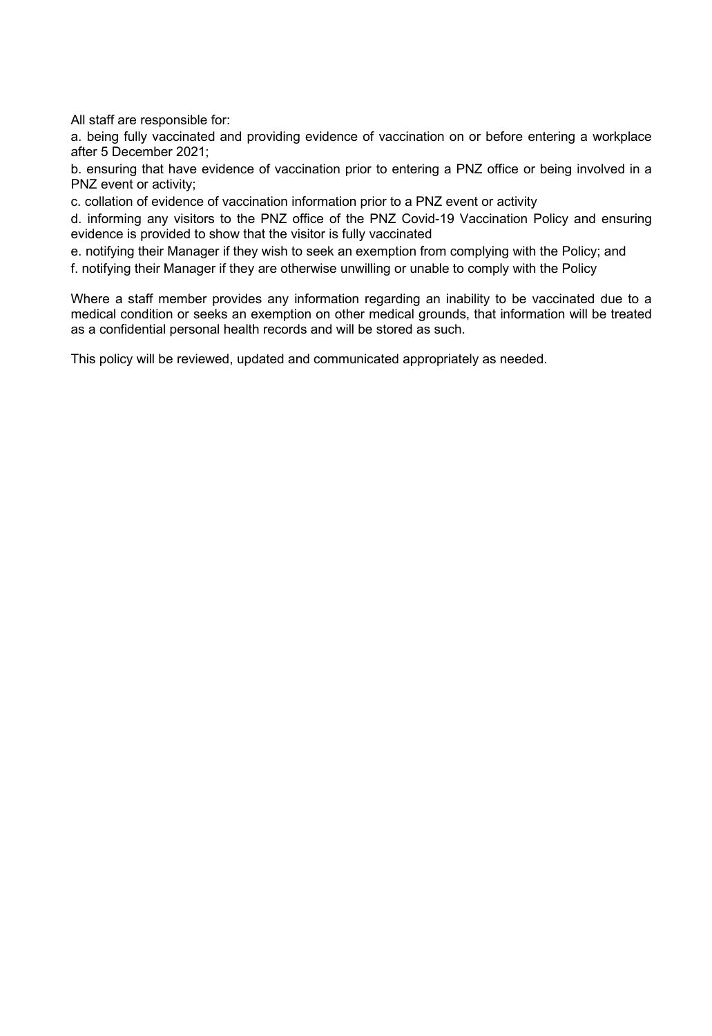All staff are responsible for:

a. being fully vaccinated and providing evidence of vaccination on or before entering a workplace after 5 December 2021;

b. ensuring that have evidence of vaccination prior to entering a PNZ office or being involved in a PNZ event or activity;

c. collation of evidence of vaccination information prior to a PNZ event or activity

d. informing any visitors to the PNZ office of the PNZ Covid-19 Vaccination Policy and ensuring evidence is provided to show that the visitor is fully vaccinated

e. notifying their Manager if they wish to seek an exemption from complying with the Policy; and

f. notifying their Manager if they are otherwise unwilling or unable to comply with the Policy

Where a staff member provides any information regarding an inability to be vaccinated due to a medical condition or seeks an exemption on other medical grounds, that information will be treated as a confidential personal health records and will be stored as such.

This policy will be reviewed, updated and communicated appropriately as needed.